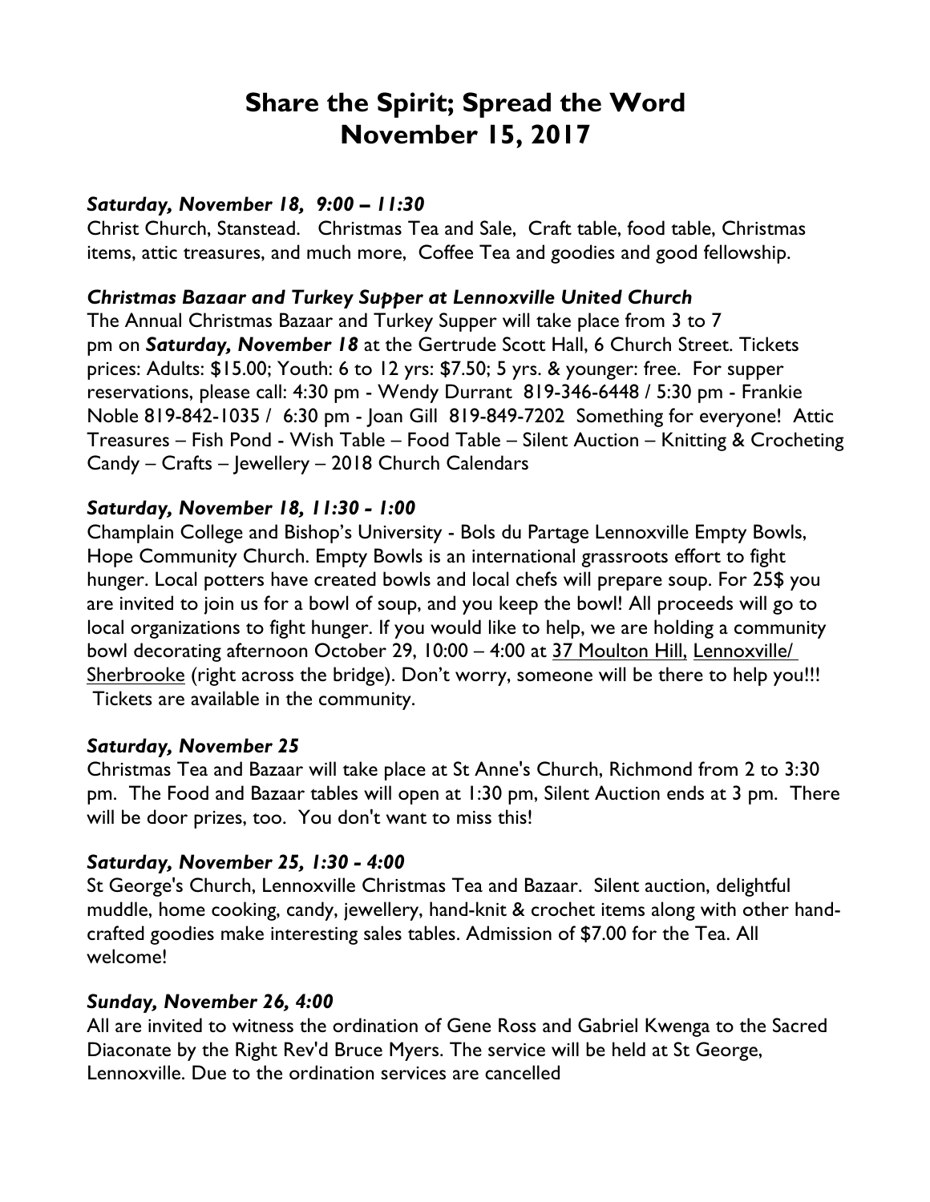# Share the Spirit; Spread the Word
# November 15, 2017

***Saturday, November 18, 9:00 – 11:30***

Christ Church, Stanstead. Christmas Tea and Sale, Craft table, food table, Christmas items, attic treasures, and much more, Coffee Tea and goodies and good fellowship.

***Christmas Bazaar and Turkey Supper at Lennoxville United Church***

The Annual Christmas Bazaar and Turkey Supper will take place from 3 to 7 pm on ***Saturday, November 18*** at the Gertrude Scott Hall, 6 Church Street. Tickets prices: Adults: $15.00; Youth: 6 to 12 yrs: $7.50; 5 yrs. & younger: free. For supper reservations, please call: 4:30 pm - Wendy Durrant 819-346-6448 / 5:30 pm - Frankie Noble 819-842-1035 / 6:30 pm - Joan Gill 819-849-7202 Something for everyone! Attic Treasures – Fish Pond - Wish Table – Food Table – Silent Auction – Knitting & Crocheting Candy – Crafts – Jewellery – 2018 Church Calendars

***Saturday, November 18, 11:30 - 1:00***

Champlain College and Bishop's University - Bols du Partage Lennoxville Empty Bowls, Hope Community Church. Empty Bowls is an international grassroots effort to fight hunger. Local potters have created bowls and local chefs will prepare soup. For 25$ you are invited to join us for a bowl of soup, and you keep the bowl! All proceeds will go to local organizations to fight hunger. If you would like to help, we are holding a community bowl decorating afternoon October 29, 10:00 – 4:00 at 37 Moulton Hill, Lennoxville/ Sherbrooke (right across the bridge). Don't worry, someone will be there to help you!!! Tickets are available in the community.

***Saturday, November 25***

Christmas Tea and Bazaar will take place at St Anne's Church, Richmond from 2 to 3:30 pm. The Food and Bazaar tables will open at 1:30 pm, Silent Auction ends at 3 pm. There will be door prizes, too. You don't want to miss this!

***Saturday, November 25, 1:30 - 4:00***

St George's Church, Lennoxville Christmas Tea and Bazaar. Silent auction, delightful muddle, home cooking, candy, jewellery, hand-knit & crochet items along with other hand-crafted goodies make interesting sales tables. Admission of $7.00 for the Tea. All welcome!

***Sunday, November 26, 4:00***

All are invited to witness the ordination of Gene Ross and Gabriel Kwenga to the Sacred Diaconate by the Right Rev'd Bruce Myers. The service will be held at St George, Lennoxville. Due to the ordination services are cancelled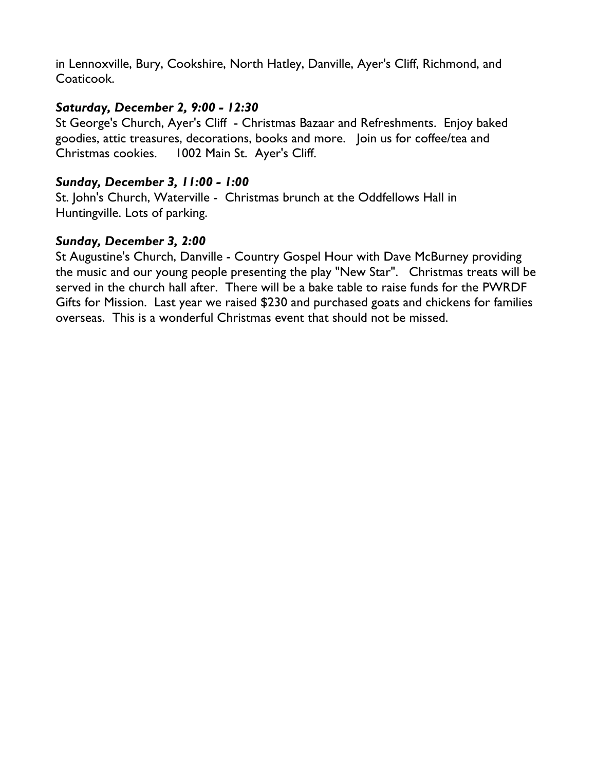in Lennoxville, Bury, Cookshire, North Hatley, Danville, Ayer's Cliff, Richmond, and Coaticook.

***Saturday, December 2, 9:00 - 12:30***

St George's Church, Ayer's Cliff - Christmas Bazaar and Refreshments. Enjoy baked goodies, attic treasures, decorations, books and more. Join us for coffee/tea and Christmas cookies. 1002 Main St. Ayer's Cliff.

***Sunday, December 3, 11:00 - 1:00***

St. John's Church, Waterville - Christmas brunch at the Oddfellows Hall in Huntingville. Lots of parking.

***Sunday, December 3, 2:00***

St Augustine's Church, Danville - Country Gospel Hour with Dave McBurney providing the music and our young people presenting the play "New Star". Christmas treats will be served in the church hall after. There will be a bake table to raise funds for the PWRDF Gifts for Mission. Last year we raised $230 and purchased goats and chickens for families overseas. This is a wonderful Christmas event that should not be missed.